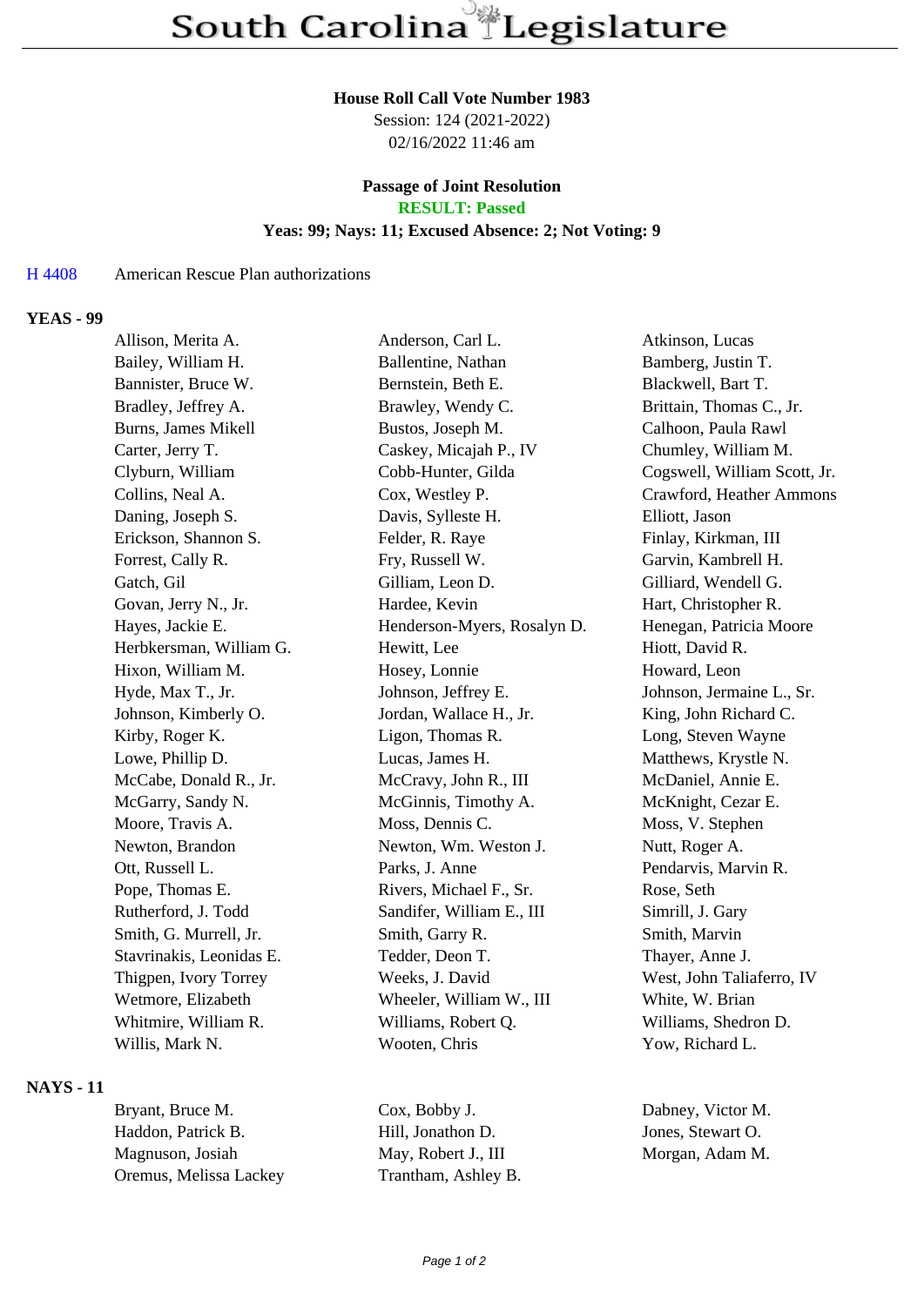# South Carolina Legislature

**House Roll Call Vote Number 1983**
Session: 124 (2021-2022)
02/16/2022 11:46 am

**Passage of Joint Resolution**
**RESULT: Passed**
**Yeas: 99; Nays: 11; Excused Absence: 2; Not Voting: 9**

H 4408 American Rescue Plan authorizations

## YEAS - 99

| | | |
|---|---|---|
| Allison, Merita A. | Anderson, Carl L. | Atkinson, Lucas |
| Bailey, William H. | Ballentine, Nathan | Bamberg, Justin T. |
| Bannister, Bruce W. | Bernstein, Beth E. | Blackwell, Bart T. |
| Bradley, Jeffrey A. | Brawley, Wendy C. | Brittain, Thomas C., Jr. |
| Burns, James Mikell | Bustos, Joseph M. | Calhoon, Paula Rawl |
| Carter, Jerry T. | Caskey, Micajah P., IV | Chumley, William M. |
| Clyburn, William | Cobb-Hunter, Gilda | Cogswell, William Scott, Jr. |
| Collins, Neal A. | Cox, Westley P. | Crawford, Heather Ammons |
| Daning, Joseph S. | Davis, Sylleste H. | Elliott, Jason |
| Erickson, Shannon S. | Felder, R. Raye | Finlay, Kirkman, III |
| Forrest, Cally R. | Fry, Russell W. | Garvin, Kambrell H. |
| Gatch, Gil | Gilliam, Leon D. | Gilliard, Wendell G. |
| Govan, Jerry N., Jr. | Hardee, Kevin | Hart, Christopher R. |
| Hayes, Jackie E. | Henderson-Myers, Rosalyn D. | Henegan, Patricia Moore |
| Herbkersman, William G. | Hewitt, Lee | Hiott, David R. |
| Hixon, William M. | Hosey, Lonnie | Howard, Leon |
| Hyde, Max T., Jr. | Johnson, Jeffrey E. | Johnson, Jermaine L., Sr. |
| Johnson, Kimberly O. | Jordan, Wallace H., Jr. | King, John Richard C. |
| Kirby, Roger K. | Ligon, Thomas R. | Long, Steven Wayne |
| Lowe, Phillip D. | Lucas, James H. | Matthews, Krystle N. |
| McCabe, Donald R., Jr. | McCravy, John R., III | McDaniel, Annie E. |
| McGarry, Sandy N. | McGinnis, Timothy A. | McKnight, Cezar E. |
| Moore, Travis A. | Moss, Dennis C. | Moss, V. Stephen |
| Newton, Brandon | Newton, Wm. Weston J. | Nutt, Roger A. |
| Ott, Russell L. | Parks, J. Anne | Pendarvis, Marvin R. |
| Pope, Thomas E. | Rivers, Michael F., Sr. | Rose, Seth |
| Rutherford, J. Todd | Sandifer, William E., III | Simrill, J. Gary |
| Smith, G. Murrell, Jr. | Smith, Garry R. | Smith, Marvin |
| Stavrinakis, Leonidas E. | Tedder, Deon T. | Thayer, Anne J. |
| Thigpen, Ivory Torrey | Weeks, J. David | West, John Taliaferro, IV |
| Wetmore, Elizabeth | Wheeler, William W., III | White, W. Brian |
| Whitmire, William R. | Williams, Robert Q. | Williams, Shedron D. |
| Willis, Mark N. | Wooten, Chris | Yow, Richard L. |

## NAYS - 11

| | | |
|---|---|---|
| Bryant, Bruce M. | Cox, Bobby J. | Dabney, Victor M. |
| Haddon, Patrick B. | Hill, Jonathon D. | Jones, Stewart O. |
| Magnuson, Josiah | May, Robert J., III | Morgan, Adam M. |
| Oremus, Melissa Lackey | Trantham, Ashley B. | |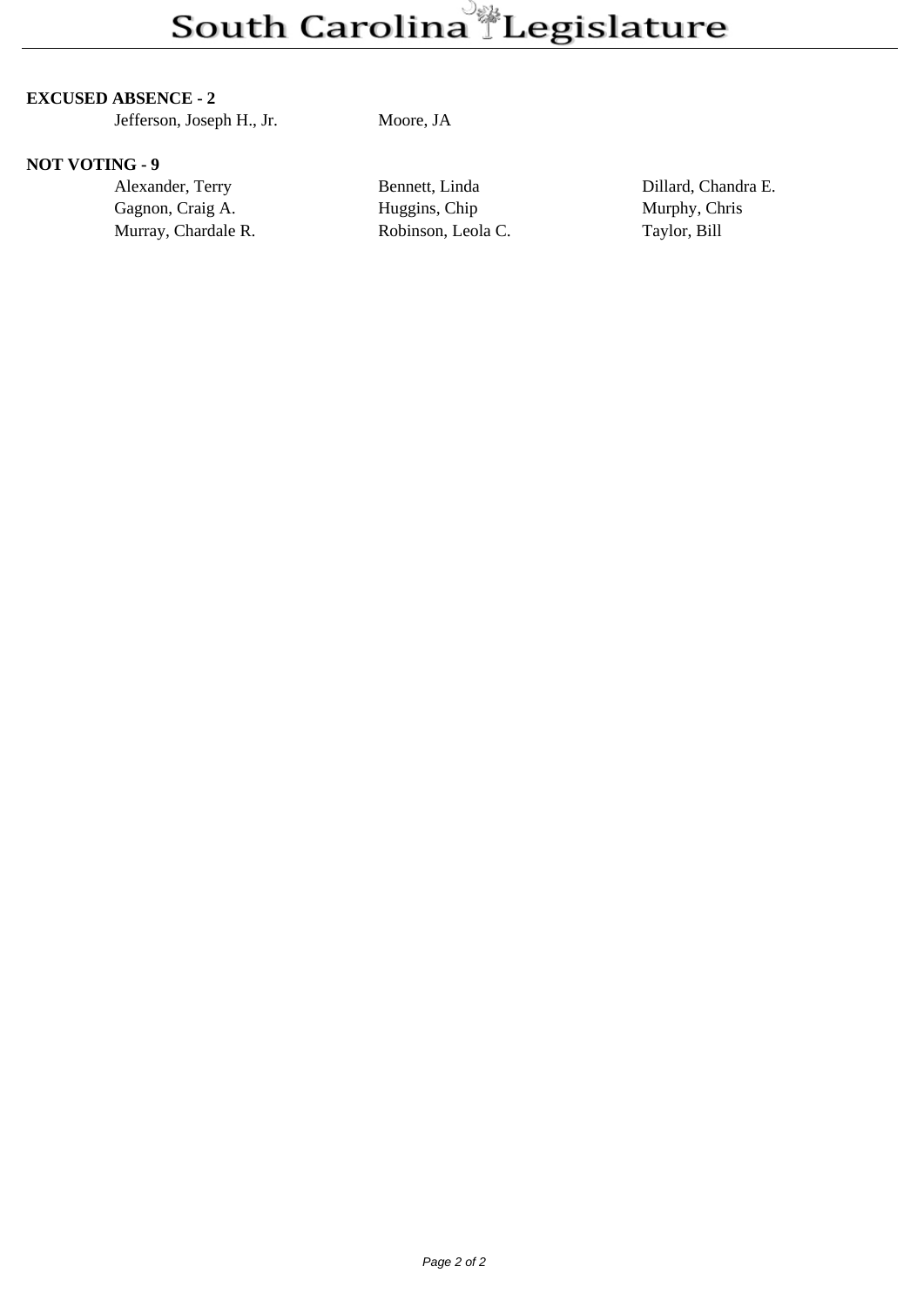**EXCUSED ABSENCE - 2**

| | |
|---|---|
| Jefferson, Joseph H., Jr. | Moore, JA |

**NOT VOTING - 9**

| | | |
|---|---|---|
| Alexander, Terry | Bennett, Linda | Dillard, Chandra E. |
| Gagnon, Craig A. | Huggins, Chip | Murphy, Chris |
| Murray, Chardale R. | Robinson, Leola C. | Taylor, Bill |